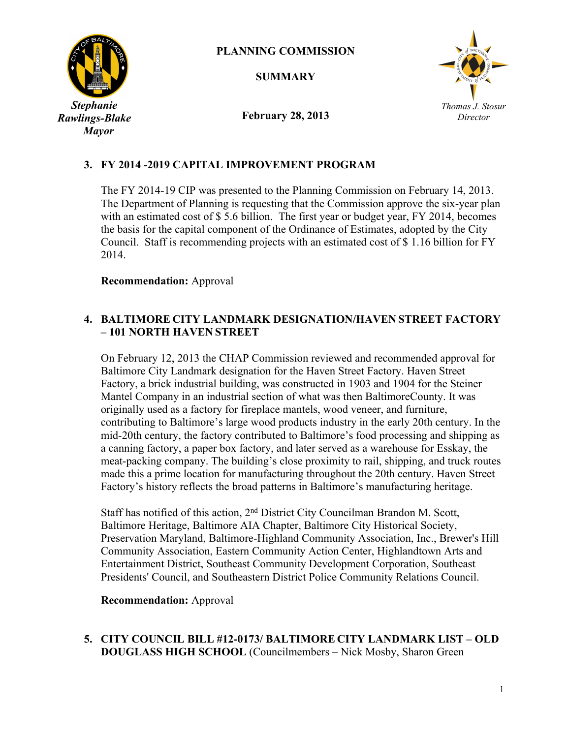**Stephanie Rawlings-Blake**
***Mayor***

# PLANNING COMMISSION

## SUMMARY

**February 28, 2013**

*Thomas J. Stosur*
*Director*

### 3. FY 2014 -2019 CAPITAL IMPROVEMENT PROGRAM

The FY 2014-19 CIP was presented to the Planning Commission on February 14, 2013. The Department of Planning is requesting that the Commission approve the six-year plan with an estimated cost of $ 5.6 billion. The first year or budget year, FY 2014, becomes the basis for the capital component of the Ordinance of Estimates, adopted by the City Council. Staff is recommending projects with an estimated cost of $ 1.16 billion for FY 2014.

**Recommendation:** Approval

### 4. BALTIMORE CITY LANDMARK DESIGNATION/HAVEN STREET FACTORY – 101 NORTH HAVEN STREET

On February 12, 2013 the CHAP Commission reviewed and recommended approval for Baltimore City Landmark designation for the Haven Street Factory. Haven Street Factory, a brick industrial building, was constructed in 1903 and 1904 for the Steiner Mantel Company in an industrial section of what was then BaltimoreCounty. It was originally used as a factory for fireplace mantels, wood veneer, and furniture, contributing to Baltimore's large wood products industry in the early 20th century. In the mid-20th century, the factory contributed to Baltimore's food processing and shipping as a canning factory, a paper box factory, and later served as a warehouse for Esskay, the meat-packing company. The building's close proximity to rail, shipping, and truck routes made this a prime location for manufacturing throughout the 20th century. Haven Street Factory's history reflects the broad patterns in Baltimore's manufacturing heritage.

Staff has notified of this action, 2nd District City Councilman Brandon M. Scott, Baltimore Heritage, Baltimore AIA Chapter, Baltimore City Historical Society, Preservation Maryland, Baltimore-Highland Community Association, Inc., Brewer's Hill Community Association, Eastern Community Action Center, Highlandtown Arts and Entertainment District, Southeast Community Development Corporation, Southeast Presidents' Council, and Southeastern District Police Community Relations Council.

**Recommendation:** Approval

### 5. CITY COUNCIL BILL #12-0173/ BALTIMORE CITY LANDMARK LIST – OLD DOUGLASS HIGH SCHOOL (Councilmembers – Nick Mosby, Sharon Green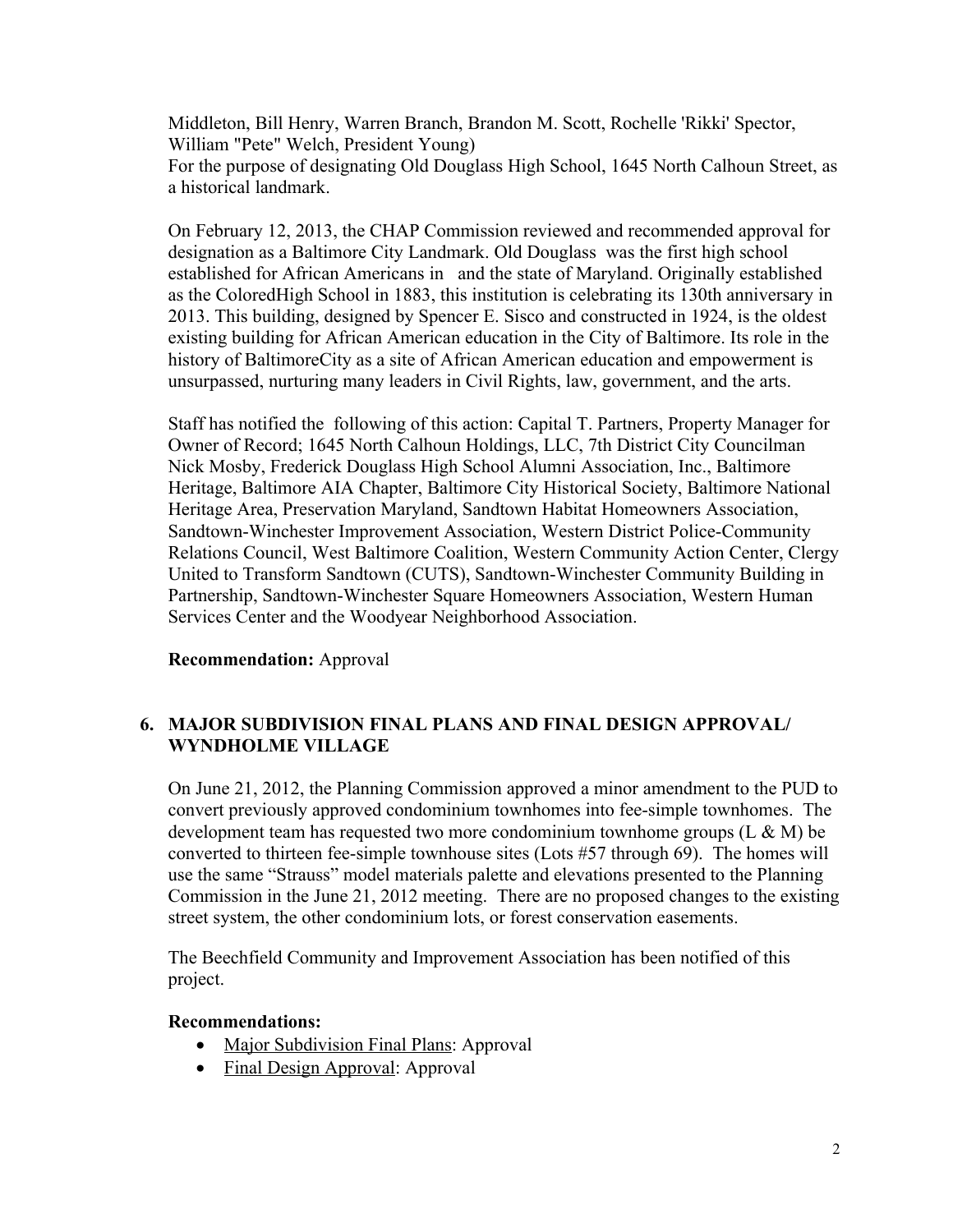Middleton, Bill Henry, Warren Branch, Brandon M. Scott, Rochelle 'Rikki' Spector, William "Pete" Welch, President Young)
For the purpose of designating Old Douglass High School, 1645 North Calhoun Street, as a historical landmark.

On February 12, 2013, the CHAP Commission reviewed and recommended approval for designation as a Baltimore City Landmark. Old Douglass was the first high school established for African Americans in and the state of Maryland. Originally established as the ColoredHigh School in 1883, this institution is celebrating its 130th anniversary in 2013. This building, designed by Spencer E. Sisco and constructed in 1924, is the oldest existing building for African American education in the City of Baltimore. Its role in the history of BaltimoreCity as a site of African American education and empowerment is unsurpassed, nurturing many leaders in Civil Rights, law, government, and the arts.

Staff has notified the following of this action: Capital T. Partners, Property Manager for Owner of Record; 1645 North Calhoun Holdings, LLC, 7th District City Councilman Nick Mosby, Frederick Douglass High School Alumni Association, Inc., Baltimore Heritage, Baltimore AIA Chapter, Baltimore City Historical Society, Baltimore National Heritage Area, Preservation Maryland, Sandtown Habitat Homeowners Association, Sandtown-Winchester Improvement Association, Western District Police-Community Relations Council, West Baltimore Coalition, Western Community Action Center, Clergy United to Transform Sandtown (CUTS), Sandtown-Winchester Community Building in Partnership, Sandtown-Winchester Square Homeowners Association, Western Human Services Center and the Woodyear Neighborhood Association.

**Recommendation:** Approval

## 6. MAJOR SUBDIVISION FINAL PLANS AND FINAL DESIGN APPROVAL/ WYNDHOLME VILLAGE

On June 21, 2012, the Planning Commission approved a minor amendment to the PUD to convert previously approved condominium townhomes into fee-simple townhomes. The development team has requested two more condominium townhome groups (L & M) be converted to thirteen fee-simple townhouse sites (Lots #57 through 69). The homes will use the same "Strauss" model materials palette and elevations presented to the Planning Commission in the June 21, 2012 meeting. There are no proposed changes to the existing street system, the other condominium lots, or forest conservation easements.

The Beechfield Community and Improvement Association has been notified of this project.

**Recommendations:**

- Major Subdivision Final Plans: Approval
- Final Design Approval: Approval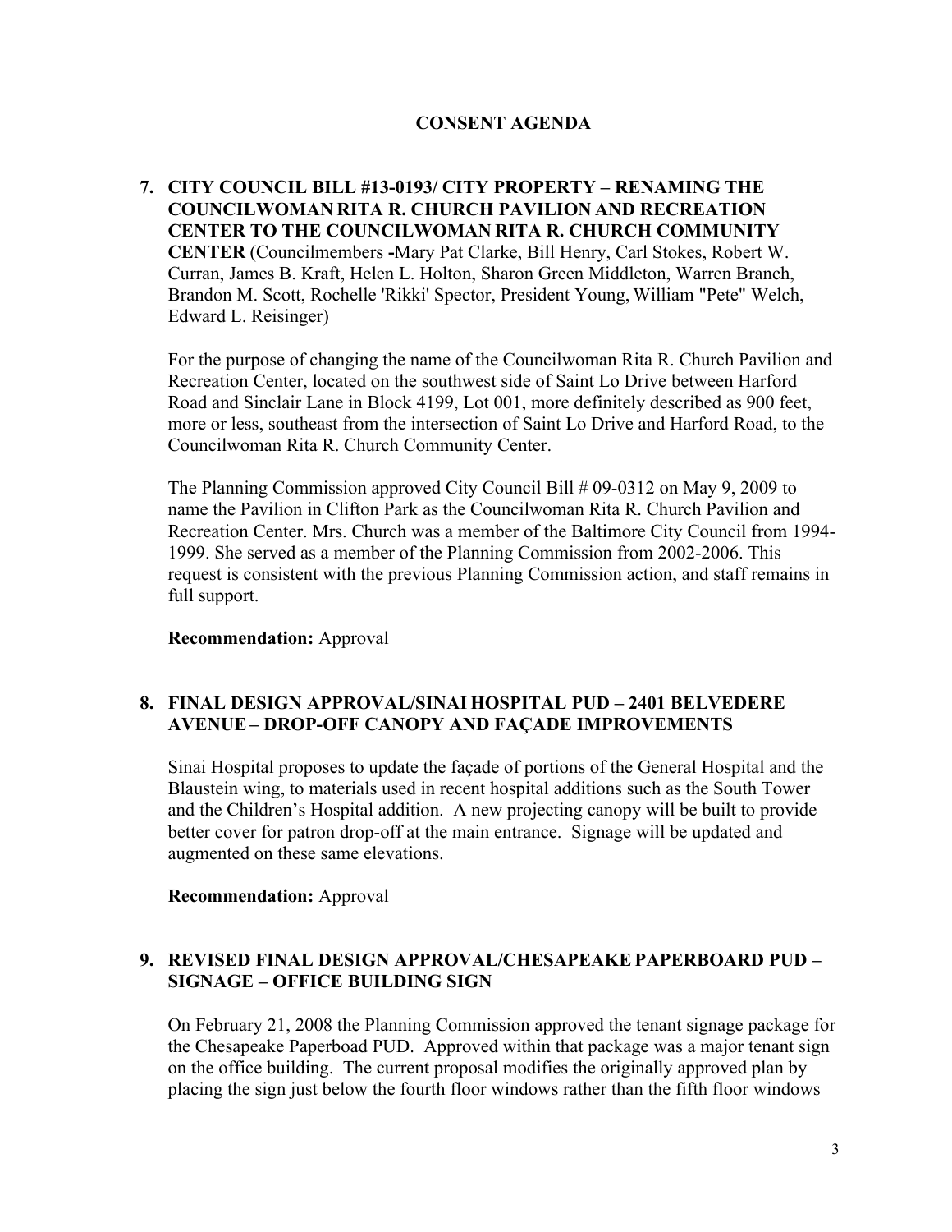## CONSENT AGENDA

**7. CITY COUNCIL BILL #13-0193/ CITY PROPERTY – RENAMING THE COUNCILWOMAN RITA R. CHURCH PAVILION AND RECREATION CENTER TO THE COUNCILWOMAN RITA R. CHURCH COMMUNITY CENTER** (Councilmembers -Mary Pat Clarke, Bill Henry, Carl Stokes, Robert W. Curran, James B. Kraft, Helen L. Holton, Sharon Green Middleton, Warren Branch, Brandon M. Scott, Rochelle 'Rikki' Spector, President Young, William "Pete" Welch, Edward L. Reisinger)

For the purpose of changing the name of the Councilwoman Rita R. Church Pavilion and Recreation Center, located on the southwest side of Saint Lo Drive between Harford Road and Sinclair Lane in Block 4199, Lot 001, more definitely described as 900 feet, more or less, southeast from the intersection of Saint Lo Drive and Harford Road, to the Councilwoman Rita R. Church Community Center.

The Planning Commission approved City Council Bill # 09-0312 on May 9, 2009 to name the Pavilion in Clifton Park as the Councilwoman Rita R. Church Pavilion and Recreation Center. Mrs. Church was a member of the Baltimore City Council from 1994-1999. She served as a member of the Planning Commission from 2002-2006. This request is consistent with the previous Planning Commission action, and staff remains in full support.

**Recommendation:** Approval

**8. FINAL DESIGN APPROVAL/SINAI HOSPITAL PUD – 2401 BELVEDERE AVENUE – DROP-OFF CANOPY AND FAÇADE IMPROVEMENTS**

Sinai Hospital proposes to update the façade of portions of the General Hospital and the Blaustein wing, to materials used in recent hospital additions such as the South Tower and the Children's Hospital addition. A new projecting canopy will be built to provide better cover for patron drop-off at the main entrance. Signage will be updated and augmented on these same elevations.

**Recommendation:** Approval

**9. REVISED FINAL DESIGN APPROVAL/CHESAPEAKE PAPERBOARD PUD – SIGNAGE – OFFICE BUILDING SIGN**

On February 21, 2008 the Planning Commission approved the tenant signage package for the Chesapeake Paperboad PUD. Approved within that package was a major tenant sign on the office building. The current proposal modifies the originally approved plan by placing the sign just below the fourth floor windows rather than the fifth floor windows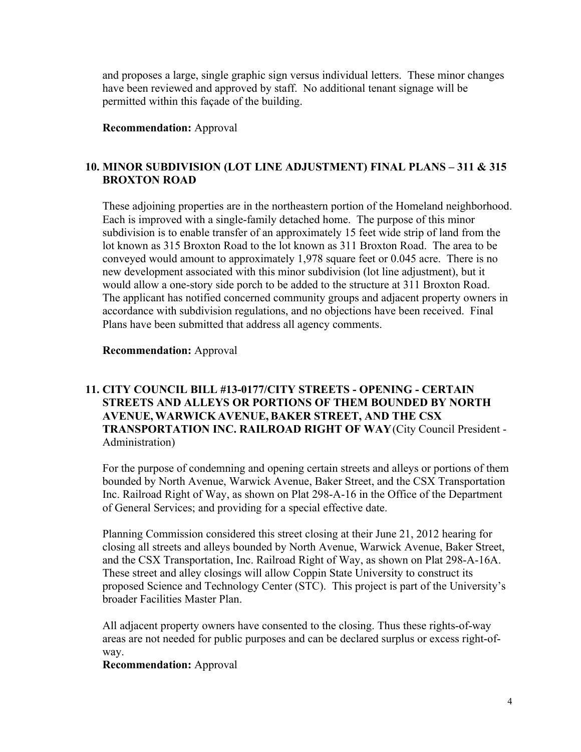and proposes a large, single graphic sign versus individual letters. These minor changes have been reviewed and approved by staff. No additional tenant signage will be permitted within this façade of the building.

**Recommendation:** Approval

## 10. MINOR SUBDIVISION (LOT LINE ADJUSTMENT) FINAL PLANS – 311 & 315 BROXTON ROAD

These adjoining properties are in the northeastern portion of the Homeland neighborhood. Each is improved with a single-family detached home. The purpose of this minor subdivision is to enable transfer of an approximately 15 feet wide strip of land from the lot known as 315 Broxton Road to the lot known as 311 Broxton Road. The area to be conveyed would amount to approximately 1,978 square feet or 0.045 acre. There is no new development associated with this minor subdivision (lot line adjustment), but it would allow a one-story side porch to be added to the structure at 311 Broxton Road. The applicant has notified concerned community groups and adjacent property owners in accordance with subdivision regulations, and no objections have been received. Final Plans have been submitted that address all agency comments.

**Recommendation:** Approval

## 11. CITY COUNCIL BILL #13-0177/CITY STREETS - OPENING - CERTAIN STREETS AND ALLEYS OR PORTIONS OF THEM BOUNDED BY NORTH AVENUE, WARWICK AVENUE, BAKER STREET, AND THE CSX TRANSPORTATION INC. RAILROAD RIGHT OF WAY (City Council President - Administration)

For the purpose of condemning and opening certain streets and alleys or portions of them bounded by North Avenue, Warwick Avenue, Baker Street, and the CSX Transportation Inc. Railroad Right of Way, as shown on Plat 298-A-16 in the Office of the Department of General Services; and providing for a special effective date.

Planning Commission considered this street closing at their June 21, 2012 hearing for closing all streets and alleys bounded by North Avenue, Warwick Avenue, Baker Street, and the CSX Transportation, Inc. Railroad Right of Way, as shown on Plat 298-A-16A. These street and alley closings will allow Coppin State University to construct its proposed Science and Technology Center (STC). This project is part of the University's broader Facilities Master Plan.

All adjacent property owners have consented to the closing. Thus these rights-of-way areas are not needed for public purposes and can be declared surplus or excess right-of-way.

**Recommendation:** Approval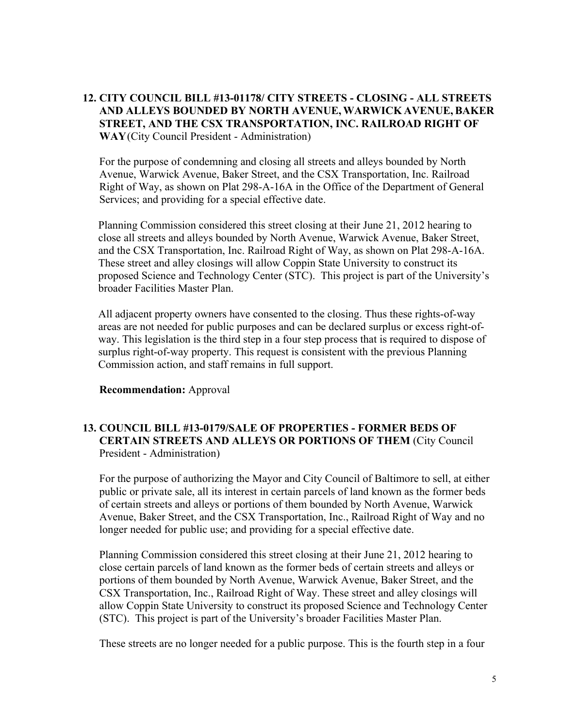**12. CITY COUNCIL BILL #13-01178/ CITY STREETS - CLOSING - ALL STREETS AND ALLEYS BOUNDED BY NORTH AVENUE, WARWICK AVENUE, BAKER STREET, AND THE CSX TRANSPORTATION, INC. RAILROAD RIGHT OF WAY** (City Council President - Administration)

For the purpose of condemning and closing all streets and alleys bounded by North Avenue, Warwick Avenue, Baker Street, and the CSX Transportation, Inc. Railroad Right of Way, as shown on Plat 298-A-16A in the Office of the Department of General Services; and providing for a special effective date.

Planning Commission considered this street closing at their June 21, 2012 hearing to close all streets and alleys bounded by North Avenue, Warwick Avenue, Baker Street, and the CSX Transportation, Inc. Railroad Right of Way, as shown on Plat 298-A-16A. These street and alley closings will allow Coppin State University to construct its proposed Science and Technology Center (STC). This project is part of the University's broader Facilities Master Plan.

All adjacent property owners have consented to the closing. Thus these rights-of-way areas are not needed for public purposes and can be declared surplus or excess right-of-way. This legislation is the third step in a four step process that is required to dispose of surplus right-of-way property. This request is consistent with the previous Planning Commission action, and staff remains in full support.

**Recommendation:** Approval

**13. COUNCIL BILL #13-0179/SALE OF PROPERTIES - FORMER BEDS OF CERTAIN STREETS AND ALLEYS OR PORTIONS OF THEM** (City Council President - Administration)

For the purpose of authorizing the Mayor and City Council of Baltimore to sell, at either public or private sale, all its interest in certain parcels of land known as the former beds of certain streets and alleys or portions of them bounded by North Avenue, Warwick Avenue, Baker Street, and the CSX Transportation, Inc., Railroad Right of Way and no longer needed for public use; and providing for a special effective date.

Planning Commission considered this street closing at their June 21, 2012 hearing to close certain parcels of land known as the former beds of certain streets and alleys or portions of them bounded by North Avenue, Warwick Avenue, Baker Street, and the CSX Transportation, Inc., Railroad Right of Way. These street and alley closings will allow Coppin State University to construct its proposed Science and Technology Center (STC). This project is part of the University's broader Facilities Master Plan.

These streets are no longer needed for a public purpose. This is the fourth step in a four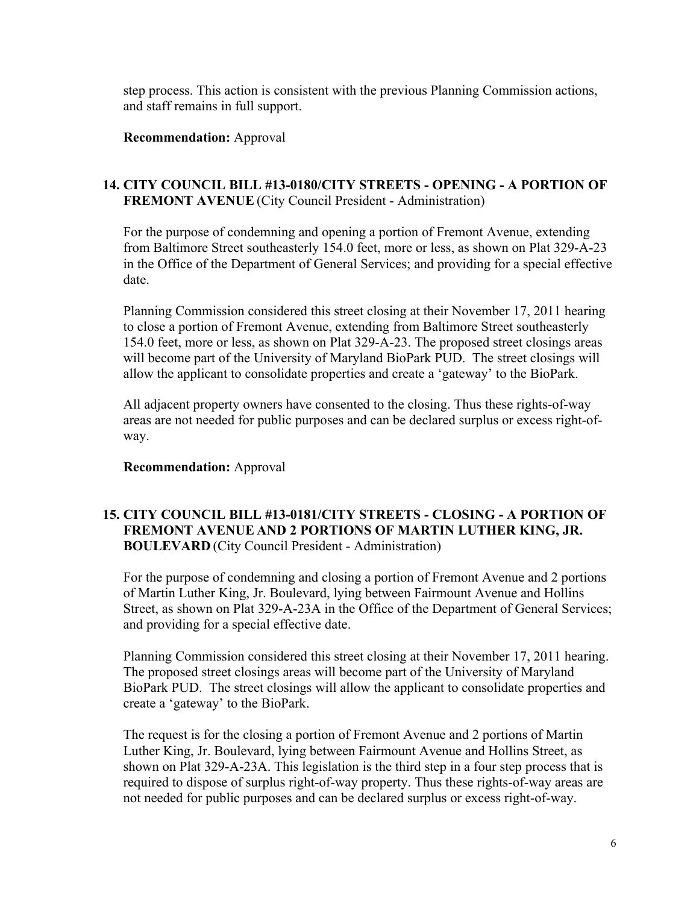step process. This action is consistent with the previous Planning Commission actions, and staff remains in full support.

**Recommendation:** Approval

**14. CITY COUNCIL BILL #13-0180/CITY STREETS - OPENING - A PORTION OF FREMONT AVENUE** (City Council President - Administration)

For the purpose of condemning and opening a portion of Fremont Avenue, extending from Baltimore Street southeasterly 154.0 feet, more or less, as shown on Plat 329-A-23 in the Office of the Department of General Services; and providing for a special effective date.

Planning Commission considered this street closing at their November 17, 2011 hearing to close a portion of Fremont Avenue, extending from Baltimore Street southeasterly 154.0 feet, more or less, as shown on Plat 329-A-23. The proposed street closings areas will become part of the University of Maryland BioPark PUD. The street closings will allow the applicant to consolidate properties and create a 'gateway' to the BioPark.

All adjacent property owners have consented to the closing. Thus these rights-of-way areas are not needed for public purposes and can be declared surplus or excess right-of-way.

**Recommendation:** Approval

**15. CITY COUNCIL BILL #13-0181/CITY STREETS - CLOSING - A PORTION OF FREMONT AVENUE AND 2 PORTIONS OF MARTIN LUTHER KING, JR. BOULEVARD** (City Council President - Administration)

For the purpose of condemning and closing a portion of Fremont Avenue and 2 portions of Martin Luther King, Jr. Boulevard, lying between Fairmount Avenue and Hollins Street, as shown on Plat 329-A-23A in the Office of the Department of General Services; and providing for a special effective date.

Planning Commission considered this street closing at their November 17, 2011 hearing. The proposed street closings areas will become part of the University of Maryland BioPark PUD. The street closings will allow the applicant to consolidate properties and create a 'gateway' to the BioPark.

The request is for the closing a portion of Fremont Avenue and 2 portions of Martin Luther King, Jr. Boulevard, lying between Fairmount Avenue and Hollins Street, as shown on Plat 329-A-23A. This legislation is the third step in a four step process that is required to dispose of surplus right-of-way property. Thus these rights-of-way areas are not needed for public purposes and can be declared surplus or excess right-of-way.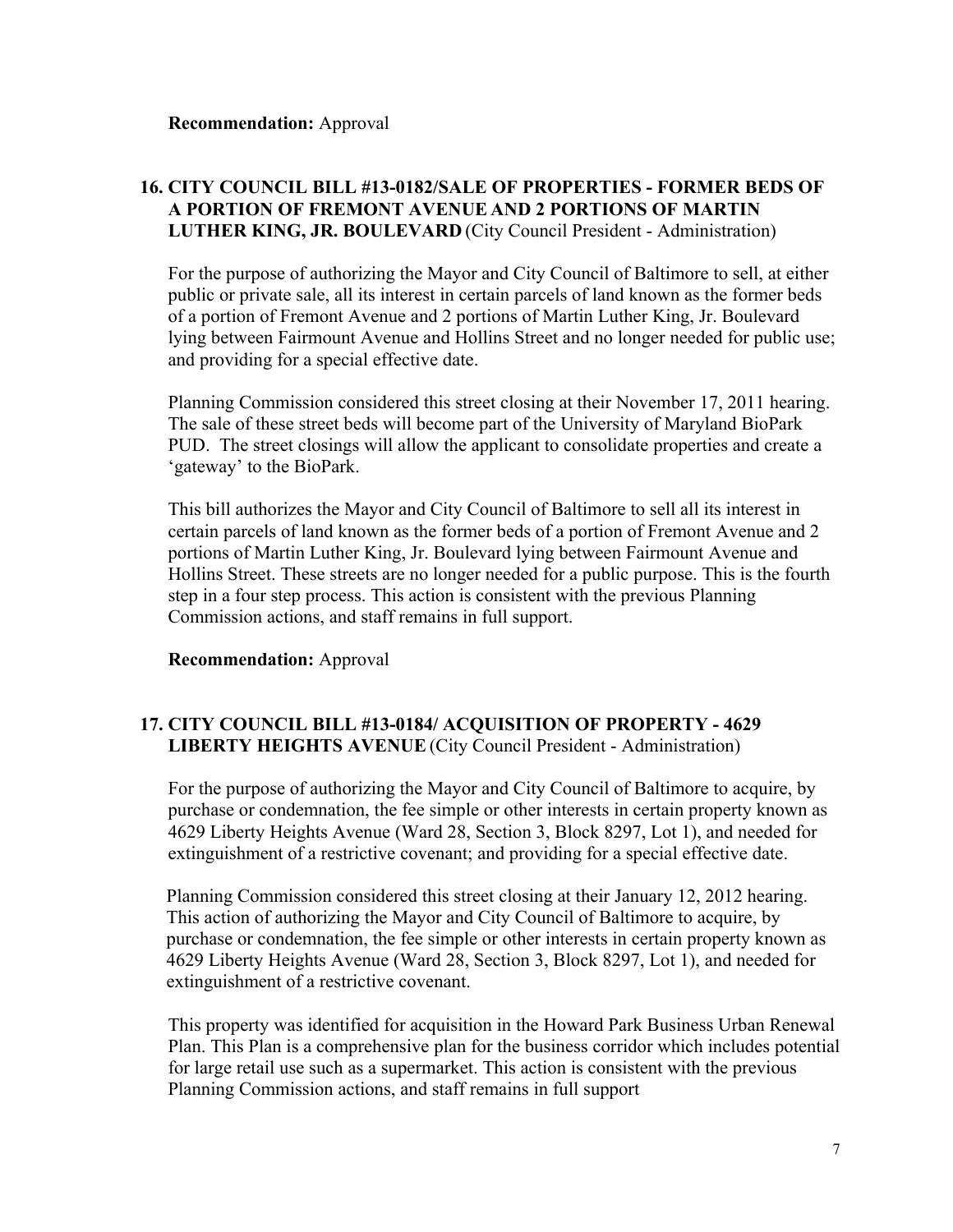**Recommendation:** Approval

## 16. CITY COUNCIL BILL #13-0182/SALE OF PROPERTIES - FORMER BEDS OF A PORTION OF FREMONT AVENUE AND 2 PORTIONS OF MARTIN LUTHER KING, JR. BOULEVARD (City Council President - Administration)

For the purpose of authorizing the Mayor and City Council of Baltimore to sell, at either public or private sale, all its interest in certain parcels of land known as the former beds of a portion of Fremont Avenue and 2 portions of Martin Luther King, Jr. Boulevard lying between Fairmount Avenue and Hollins Street and no longer needed for public use; and providing for a special effective date.

Planning Commission considered this street closing at their November 17, 2011 hearing. The sale of these street beds will become part of the University of Maryland BioPark PUD. The street closings will allow the applicant to consolidate properties and create a 'gateway' to the BioPark.

This bill authorizes the Mayor and City Council of Baltimore to sell all its interest in certain parcels of land known as the former beds of a portion of Fremont Avenue and 2 portions of Martin Luther King, Jr. Boulevard lying between Fairmount Avenue and Hollins Street. These streets are no longer needed for a public purpose. This is the fourth step in a four step process. This action is consistent with the previous Planning Commission actions, and staff remains in full support.

**Recommendation:** Approval

## 17. CITY COUNCIL BILL #13-0184/ ACQUISITION OF PROPERTY - 4629 LIBERTY HEIGHTS AVENUE (City Council President - Administration)

For the purpose of authorizing the Mayor and City Council of Baltimore to acquire, by purchase or condemnation, the fee simple or other interests in certain property known as 4629 Liberty Heights Avenue (Ward 28, Section 3, Block 8297, Lot 1), and needed for extinguishment of a restrictive covenant; and providing for a special effective date.

Planning Commission considered this street closing at their January 12, 2012 hearing. This action of authorizing the Mayor and City Council of Baltimore to acquire, by purchase or condemnation, the fee simple or other interests in certain property known as 4629 Liberty Heights Avenue (Ward 28, Section 3, Block 8297, Lot 1), and needed for extinguishment of a restrictive covenant.

This property was identified for acquisition in the Howard Park Business Urban Renewal Plan. This Plan is a comprehensive plan for the business corridor which includes potential for large retail use such as a supermarket. This action is consistent with the previous Planning Commission actions, and staff remains in full support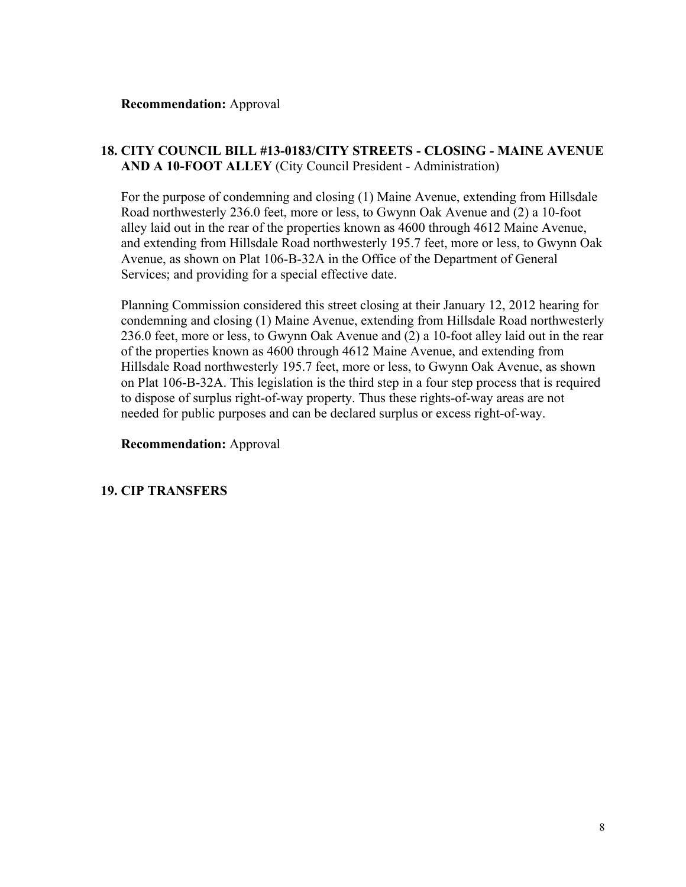**Recommendation:** Approval

**18. CITY COUNCIL BILL #13-0183/CITY STREETS - CLOSING - MAINE AVENUE AND A 10-FOOT ALLEY** (City Council President - Administration)

For the purpose of condemning and closing (1) Maine Avenue, extending from Hillsdale Road northwesterly 236.0 feet, more or less, to Gwynn Oak Avenue and (2) a 10-foot alley laid out in the rear of the properties known as 4600 through 4612 Maine Avenue, and extending from Hillsdale Road northwesterly 195.7 feet, more or less, to Gwynn Oak Avenue, as shown on Plat 106-B-32A in the Office of the Department of General Services; and providing for a special effective date.

Planning Commission considered this street closing at their January 12, 2012 hearing for condemning and closing (1) Maine Avenue, extending from Hillsdale Road northwesterly 236.0 feet, more or less, to Gwynn Oak Avenue and (2) a 10-foot alley laid out in the rear of the properties known as 4600 through 4612 Maine Avenue, and extending from Hillsdale Road northwesterly 195.7 feet, more or less, to Gwynn Oak Avenue, as shown on Plat 106-B-32A. This legislation is the third step in a four step process that is required to dispose of surplus right-of-way property. Thus these rights-of-way areas are not needed for public purposes and can be declared surplus or excess right-of-way.

**Recommendation:** Approval

**19. CIP TRANSFERS**